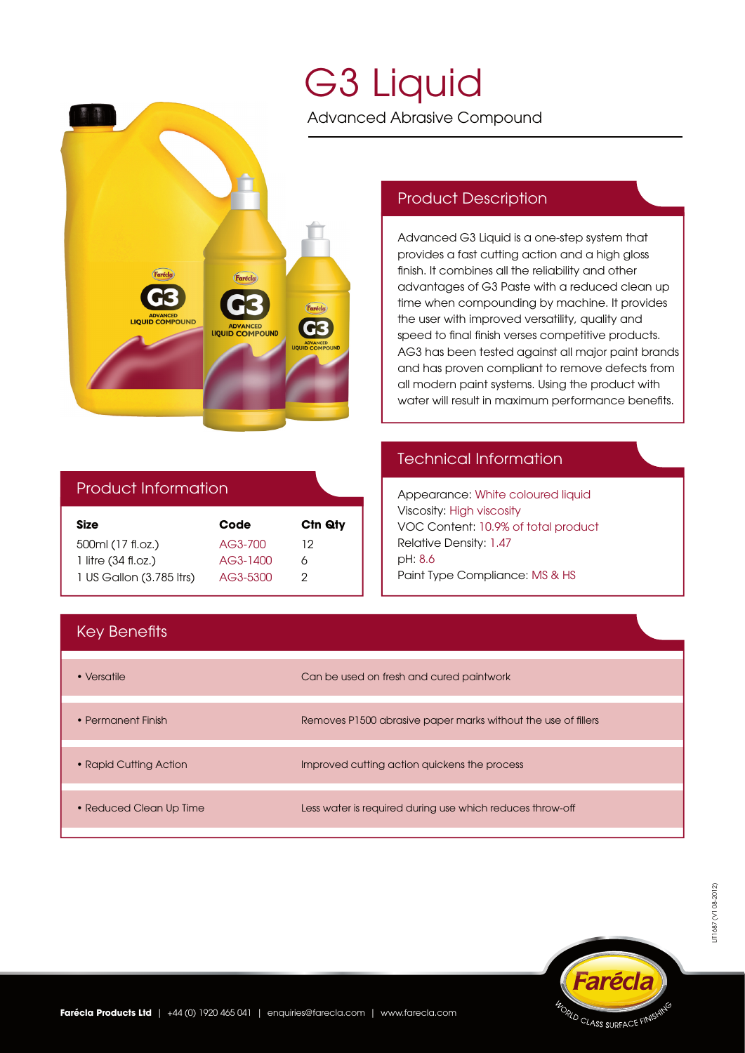# G3 Liquid

Advanced Abrasive Compound

## Product Description

Advanced G3 Liquid is a one-step system that provides a fast cutting action and a high gloss finish. It combines all the reliability and other advantages of G3 Paste with a reduced clean up time when compounding by machine. It provides the user with improved versatility, quality and speed to final finish verses competitive products. AG3 has been tested against all major paint brands and has proven compliant to remove defects from all modern paint systems. Using the product with water will result in maximum performance benefits.

## Product Information

| Size | Code | Ctn Qty |
|---|---|---|
| 500ml (17 fl.oz.) | AG3-700 | 12 |
| 1 litre (34 fl.oz.) | AG3-1400 | 6 |
| 1 US Gallon (3.785 ltrs) | AG3-5300 | 2 |

## Technical Information

Appearance: White coloured liquid
Viscosity: High viscosity
VOC Content: 10.9% of total product
Relative Density: 1.47
pH: 8.6
Paint Type Compliance: MS & HS

## Key Benefits

| | |
|---|---|
| • Versatile | Can be used on fresh and cured paintwork |
| • Permanent Finish | Removes P1500 abrasive paper marks without the use of fillers |
| • Rapid Cutting Action | Improved cutting action quickens the process |
| • Reduced Clean Up Time | Less water is required during use which reduces throw-off |

**Farécla Products Ltd** | +44 (0) 1920 465 041 | enquiries@farecla.com | www.farecla.com

Farécla — World Class Surface Finishing

LIT1687 (V1 08-2012)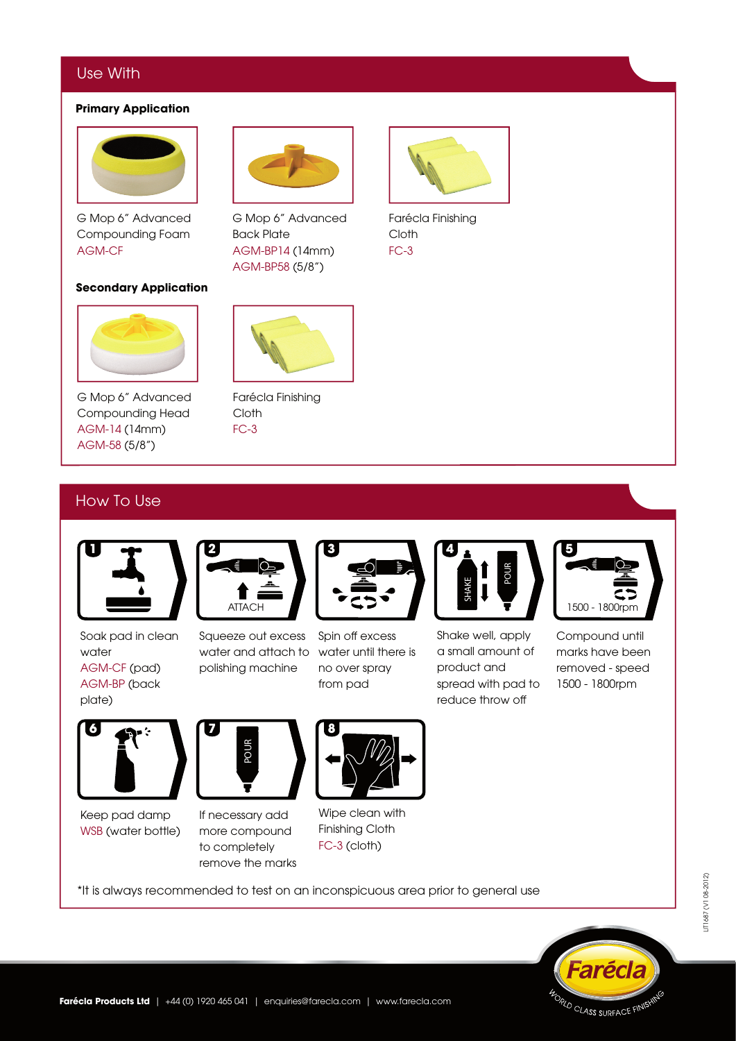## Use With

**Primary Application**

G Mop 6" Advanced Compounding Foam
AGM-CF

G Mop 6" Advanced Back Plate
AGM-BP14 (14mm)
AGM-BP58 (5/8")

Farécla Finishing Cloth
FC-3

**Secondary Application**

G Mop 6" Advanced Compounding Head
AGM-14 (14mm)
AGM-58 (5/8")

Farécla Finishing Cloth
FC-3

## How To Use

**1** Soak pad in clean water AGM-CF (pad) AGM-BP (back plate)

**2** ATTACH
Squeeze out excess water and attach to polishing machine

**3** Spin off excess water until there is no over spray from pad

**4** SHAKE POUR
Shake well, apply a small amount of product and spread with pad to reduce throw off

**5** 1500 - 1800rpm
Compound until marks have been removed - speed 1500 - 1800rpm

**6** Keep pad damp WSB (water bottle)

**7** POUR
If necessary add more compound to completely remove the marks

**8** Wipe clean with Finishing Cloth FC-3 (cloth)

*It is always recommended to test on an inconspicuous area prior to general use

LIT1687 (V1 08-2012)

**Farécla Products Ltd** | +44 (0) 1920 465 041 | enquiries@farecla.com | www.farecla.com

Farécla WORLD CLASS SURFACE FINISHING